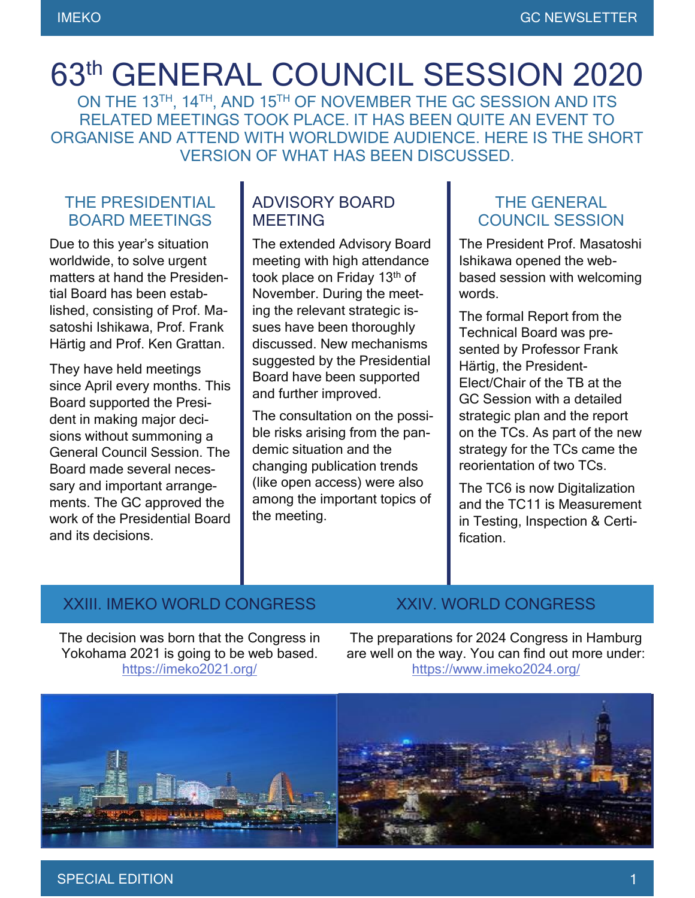# 63th GENERAL COUNCIL SESSION 2020

ON THE 13TH, 14TH, AND 15TH OF NOVEMBER THE GC SESSION AND ITS RELATED MEETINGS TOOK PLACE. IT HAS BEEN QUITE AN EVENT TO ORGANISE AND ATTEND WITH WORLDWIDE AUDIENCE. HERE IS THE SHORT VERSION OF WHAT HAS BEEN DISCUSSED.

## THE PRESIDENTIAL BOARD MEETINGS

Due to this year's situation worldwide, to solve urgent matters at hand the Presidential Board has been established, consisting of Prof. Masatoshi Ishikawa, Prof. Frank Härtig and Prof. Ken Grattan.

They have held meetings since April every months. This Board supported the President in making major decisions without summoning a General Council Session. The Board made several necessary and important arrangements. The GC approved the work of the Presidential Board and its decisions.

## ADVISORY BOARD MEETING

The extended Advisory Board meeting with high attendance took place on Friday 13th of November. During the meeting the relevant strategic issues have been thoroughly discussed. New mechanisms suggested by the Presidential Board have been supported and further improved.

The consultation on the possible risks arising from the pandemic situation and the changing publication trends (like open access) were also among the important topics of the meeting.

## THE GENERAL COUNCIL SESSION

The President Prof. Masatoshi Ishikawa opened the web-based session with welcoming words.

The formal Report from the Technical Board was presented by Professor Frank Härtig, the President-Elect/Chair of the TB at the GC Session with a detailed strategic plan and the report on the TCs. As part of the new strategy for the TCs came the reorientation of two TCs.

The TC6 is now Digitalization and the TC11 is Measurement in Testing, Inspection & Certification.

## XXIII. IMEKO WORLD CONGRESS

The decision was born that the Congress in Yokohama 2021 is going to be web based.
https://imeko2021.org/

## XXIV. WORLD CONGRESS

The preparations for 2024 Congress in Hamburg are well on the way. You can find out more under:
https://www.imeko2024.org/

SPECIAL EDITION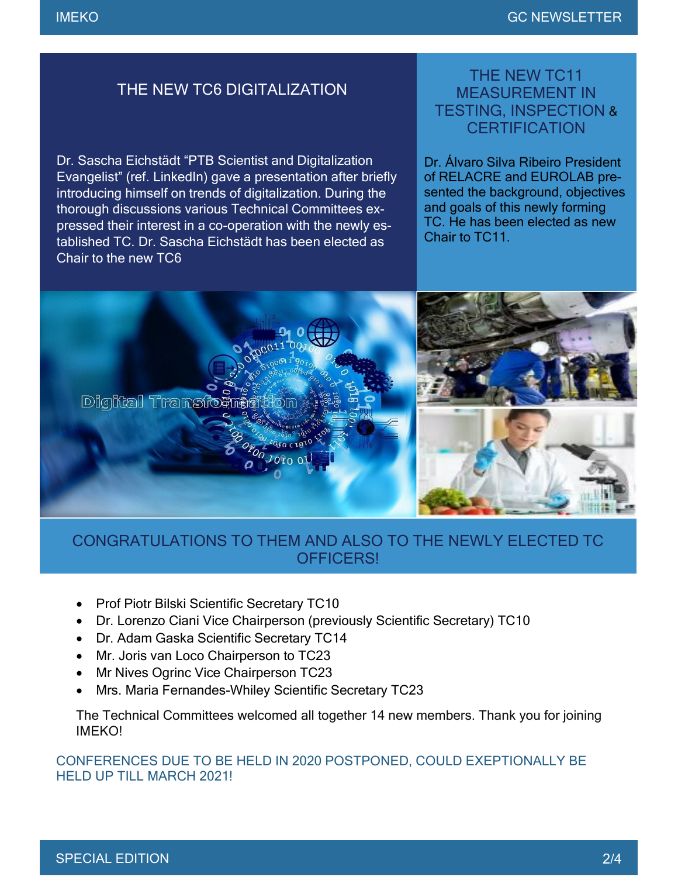## THE NEW TC6 DIGITALIZATION

Dr. Sascha Eichstädt "PTB Scientist and Digitalization Evangelist" (ref. LinkedIn) gave a presentation after briefly introducing himself on trends of digitalization. During the thorough discussions various Technical Committees expressed their interest in a co-operation with the newly established TC. Dr. Sascha Eichstädt has been elected as Chair to the new TC6

## THE NEW TC11 MEASUREMENT IN TESTING, INSPECTION & CERTIFICATION

Dr. Álvaro Silva Ribeiro President of RELACRE and EUROLAB presented the background, objectives and goals of this newly forming TC. He has been elected as new Chair to TC11.

## CONGRATULATIONS TO THEM AND ALSO TO THE NEWLY ELECTED TC OFFICERS!

- Prof Piotr Bilski Scientific Secretary TC10
- Dr. Lorenzo Ciani Vice Chairperson (previously Scientific Secretary) TC10
- Dr. Adam Gaska Scientific Secretary TC14
- Mr. Joris van Loco Chairperson to TC23
- Mr Nives Ogrinc Vice Chairperson TC23
- Mrs. Maria Fernandes-Whiley Scientific Secretary TC23

The Technical Committees welcomed all together 14 new members. Thank you for joining IMEKO!

CONFERENCES DUE TO BE HELD IN 2020 POSTPONED, COULD EXEPTIONALLY BE HELD UP TILL MARCH 2021!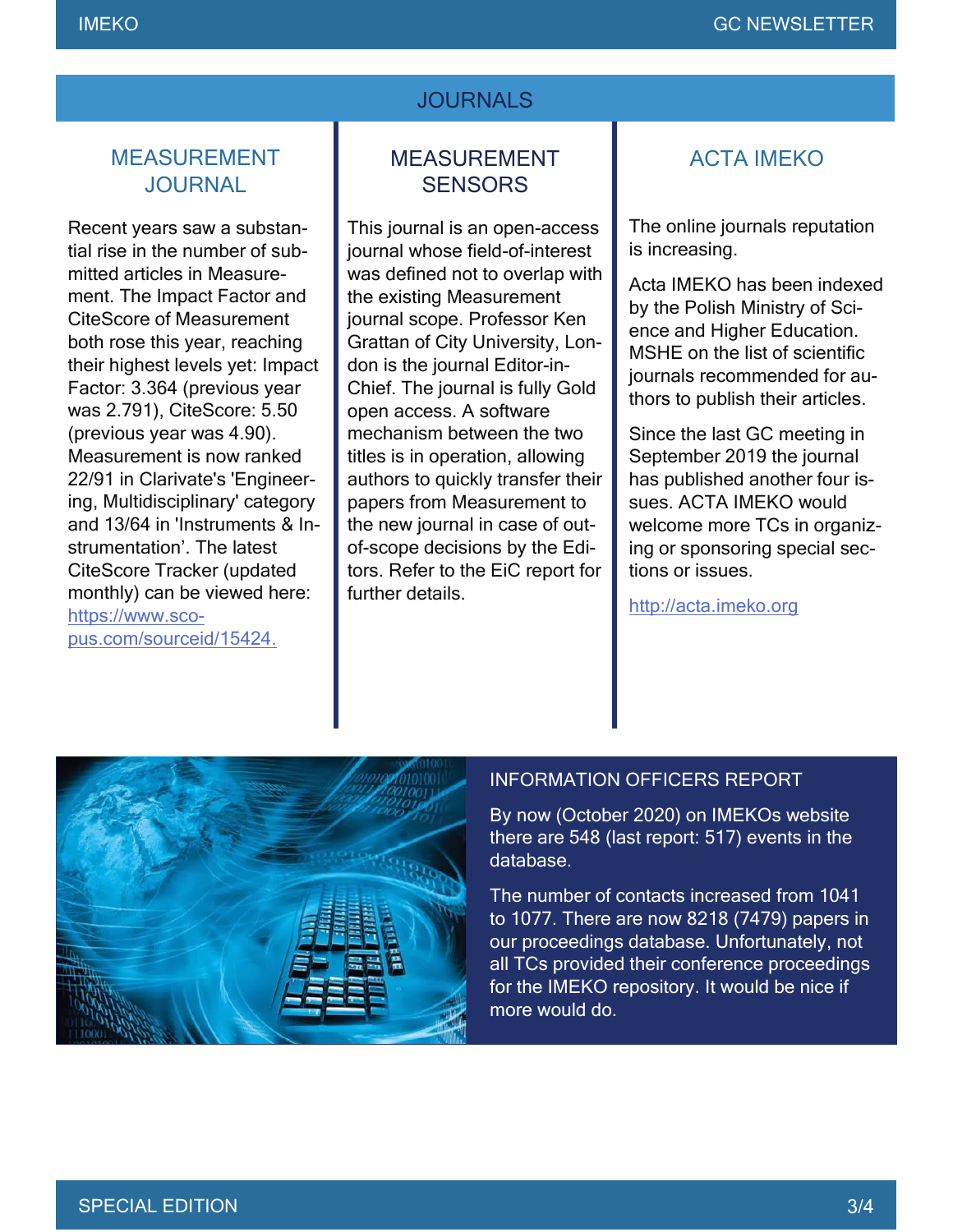## JOURNALS

### MEASUREMENT JOURNAL

Recent years saw a substantial rise in the number of submitted articles in Measurement. The Impact Factor and CiteScore of Measurement both rose this year, reaching their highest levels yet: Impact Factor: 3.364 (previous year was 2.791), CiteScore: 5.50 (previous year was 4.90). Measurement is now ranked 22/91 in Clarivate's 'Engineering, Multidisciplinary' category and 13/64 in 'Instruments & Instrumentation'. The latest CiteScore Tracker (updated monthly) can be viewed here: https://www.scopus.com/sourceid/15424.

### MEASUREMENT SENSORS

This journal is an open-access journal whose field-of-interest was defined not to overlap with the existing Measurement journal scope. Professor Ken Grattan of City University, London is the journal Editor-in-Chief. The journal is fully Gold open access. A software mechanism between the two titles is in operation, allowing authors to quickly transfer their papers from Measurement to the new journal in case of out-of-scope decisions by the Editors. Refer to the EiC report for further details.

### ACTA IMEKO

The online journals reputation is increasing.

Acta IMEKO has been indexed by the Polish Ministry of Science and Higher Education. MSHE on the list of scientific journals recommended for authors to publish their articles.

Since the last GC meeting in September 2019 the journal has published another four issues. ACTA IMEKO would welcome more TCs in organizing or sponsoring special sections or issues.

http://acta.imeko.org

## INFORMATION OFFICERS REPORT

By now (October 2020) on IMEKOs website there are 548 (last report: 517) events in the database.

The number of contacts increased from 1041 to 1077. There are now 8218 (7479) papers in our proceedings database. Unfortunately, not all TCs provided their conference proceedings for the IMEKO repository. It would be nice if more would do.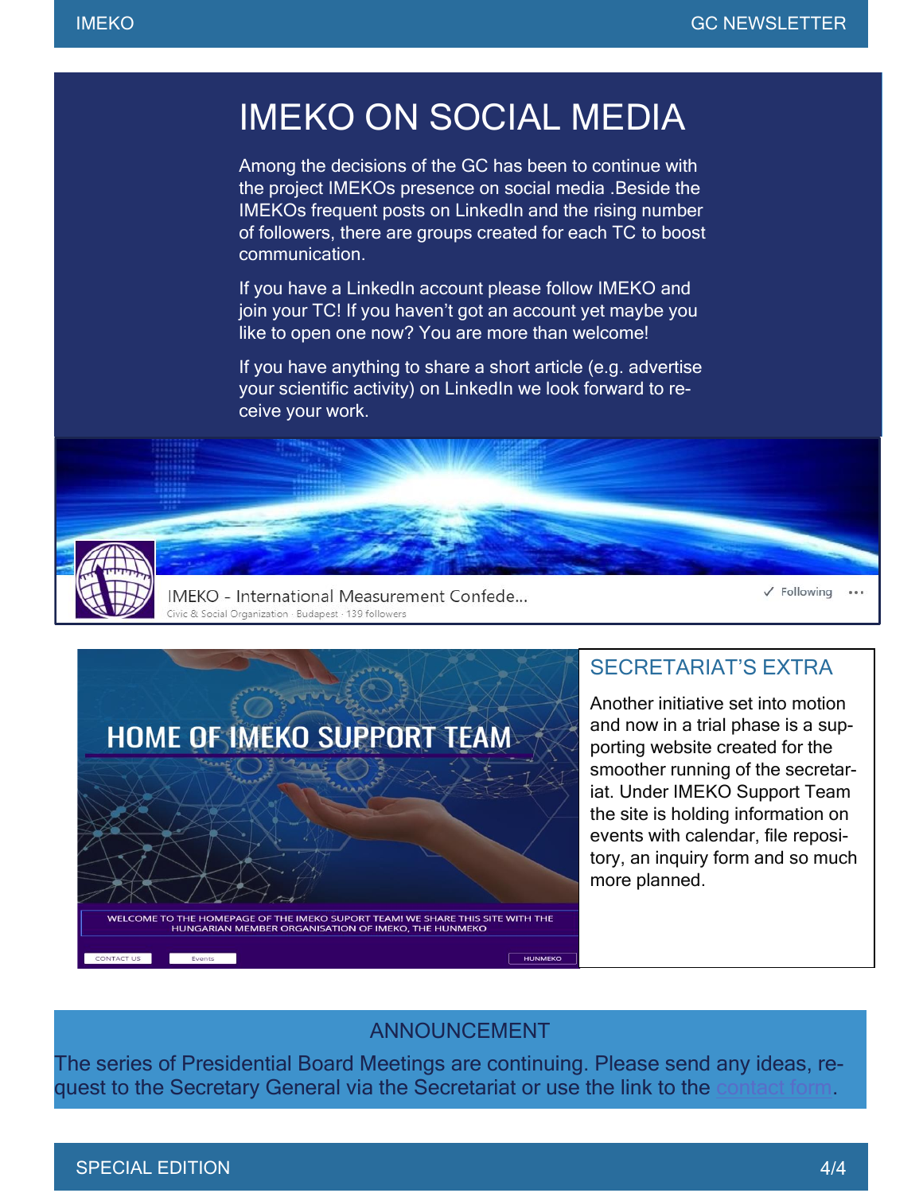# IMEKO ON SOCIAL MEDIA

Among the decisions of the GC has been to continue with the project IMEKOs presence on social media .Beside the IMEKOs frequent posts on LinkedIn and the rising number of followers, there are groups created for each TC to boost communication.

If you have a LinkedIn account please follow IMEKO and join your TC! If you haven't got an account yet maybe you like to open one now? You are more than welcome!

If you have anything to share a short article (e.g. advertise your scientific activity) on LinkedIn we look forward to receive your work.

IMEKO - International Measurement Confede...

Civic & Social Organization · Budapest · 139 followers

✓ Following

HOME OF IMEKO SUPPORT TEAM

WELCOME TO THE HOMEPAGE OF THE IMEKO SUPORT TEAM! WE SHARE THIS SITE WITH THE HUNGARIAN MEMBER ORGANISATION OF IMEKO, THE HUNMEKO

CONTACT US | Events | HUNMEKO

## SECRETARIAT'S EXTRA

Another initiative set into motion and now in a trial phase is a supporting website created for the smoother running of the secretariat. Under IMEKO Support Team the site is holding information on events with calendar, file repository, an inquiry form and so much more planned.

## ANNOUNCEMENT

The series of Presidential Board Meetings are continuing. Please send any ideas, request to the Secretary General via the Secretariat or use the link to the contact form.